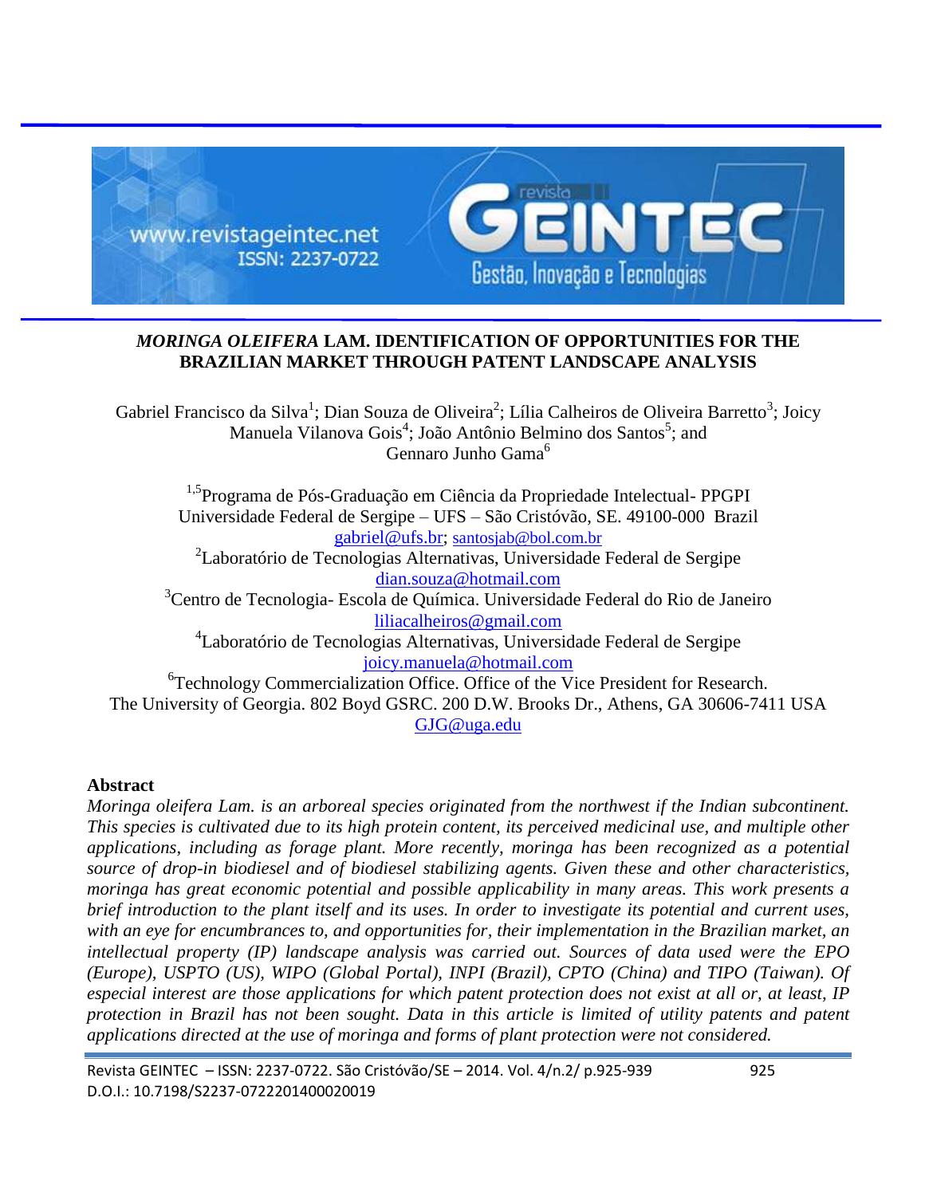# *MORINGA OLEIFERA* LAM. IDENTIFICATION OF OPPORTUNITIES FOR THE BRAZILIAN MARKET THROUGH PATENT LANDSCAPE ANALYSIS

Gabriel Francisco da Silva[1]; Dian Souza de Oliveira[2]; Lília Calheiros de Oliveira Barretto[3]; Joicy Manuela Vilanova Gois[4]; João Antônio Belmino dos Santos[5]; and Gennaro Junho Gama[6]

[1,5]Programa de Pós-Graduação em Ciência da Propriedade Intelectual- PPGPI
Universidade Federal de Sergipe – UFS – São Cristóvão, SE. 49100-000 Brazil
gabriel@ufs.br; santosjab@bol.com.br

[2]Laboratório de Tecnologias Alternativas, Universidade Federal de Sergipe
dian.souza@hotmail.com

[3]Centro de Tecnologia- Escola de Química. Universidade Federal do Rio de Janeiro
liliacalheiros@gmail.com

[4]Laboratório de Tecnologias Alternativas, Universidade Federal de Sergipe
joicy.manuela@hotmail.com

[6]Technology Commercialization Office. Office of the Vice President for Research.
The University of Georgia. 802 Boyd GSRC. 200 D.W. Brooks Dr., Athens, GA 30606-7411 USA
GJG@uga.edu

## Abstract

*Moringa oleifera Lam. is an arboreal species originated from the northwest if the Indian subcontinent. This species is cultivated due to its high protein content, its perceived medicinal use, and multiple other applications, including as forage plant. More recently, moringa has been recognized as a potential source of drop-in biodiesel and of biodiesel stabilizing agents. Given these and other characteristics, moringa has great economic potential and possible applicability in many areas. This work presents a brief introduction to the plant itself and its uses. In order to investigate its potential and current uses, with an eye for encumbrances to, and opportunities for, their implementation in the Brazilian market, an intellectual property (IP) landscape analysis was carried out. Sources of data used were the EPO (Europe), USPTO (US), WIPO (Global Portal), INPI (Brazil), CPTO (China) and TIPO (Taiwan). Of especial interest are those applications for which patent protection does not exist at all or, at least, IP protection in Brazil has not been sought. Data in this article is limited of utility patents and patent applications directed at the use of moringa and forms of plant protection were not considered.*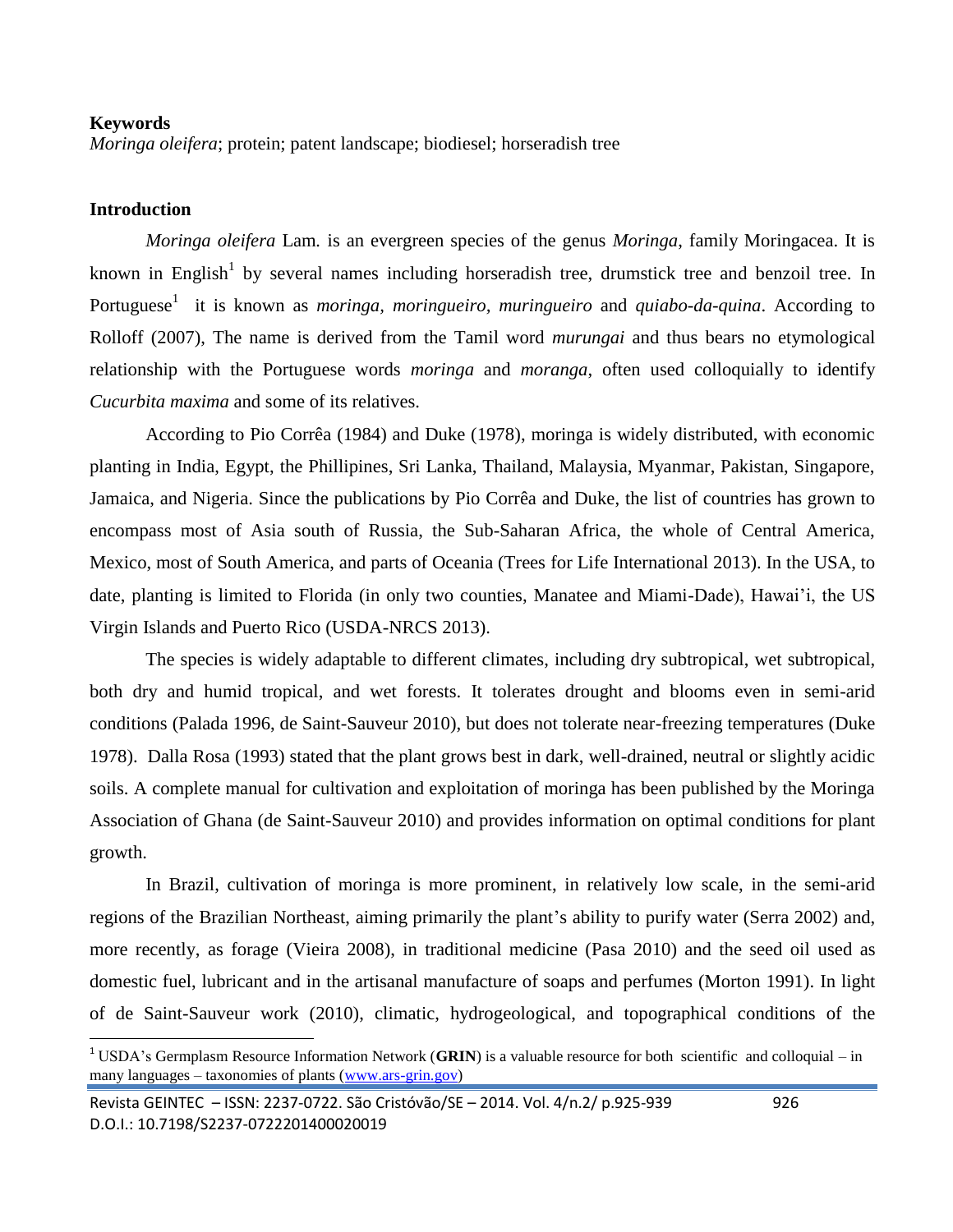**Keywords**

*Moringa oleifera*; protein; patent landscape; biodiesel; horseradish tree

## Introduction

*Moringa oleifera* Lam. is an evergreen species of the genus *Moringa*, family Moringacea. It is known in English[1] by several names including horseradish tree, drumstick tree and benzoil tree. In Portuguese[1] it is known as *moringa, moringueiro, muringueiro* and *quiabo-da-quina*. According to Rolloff (2007), The name is derived from the Tamil word *murungai* and thus bears no etymological relationship with the Portuguese words *moringa* and *moranga*, often used colloquially to identify *Cucurbita maxima* and some of its relatives.

According to Pio Corrêa (1984) and Duke (1978), moringa is widely distributed, with economic planting in India, Egypt, the Phillipines, Sri Lanka, Thailand, Malaysia, Myanmar, Pakistan, Singapore, Jamaica, and Nigeria. Since the publications by Pio Corrêa and Duke, the list of countries has grown to encompass most of Asia south of Russia, the Sub-Saharan Africa, the whole of Central America, Mexico, most of South America, and parts of Oceania (Trees for Life International 2013). In the USA, to date, planting is limited to Florida (in only two counties, Manatee and Miami-Dade), Hawai'i, the US Virgin Islands and Puerto Rico (USDA-NRCS 2013).

The species is widely adaptable to different climates, including dry subtropical, wet subtropical, both dry and humid tropical, and wet forests. It tolerates drought and blooms even in semi-arid conditions (Palada 1996, de Saint-Sauveur 2010), but does not tolerate near-freezing temperatures (Duke 1978). Dalla Rosa (1993) stated that the plant grows best in dark, well-drained, neutral or slightly acidic soils. A complete manual for cultivation and exploitation of moringa has been published by the Moringa Association of Ghana (de Saint-Sauveur 2010) and provides information on optimal conditions for plant growth.

In Brazil, cultivation of moringa is more prominent, in relatively low scale, in the semi-arid regions of the Brazilian Northeast, aiming primarily the plant's ability to purify water (Serra 2002) and, more recently, as forage (Vieira 2008), in traditional medicine (Pasa 2010) and the seed oil used as domestic fuel, lubricant and in the artisanal manufacture of soaps and perfumes (Morton 1991). In light of de Saint-Sauveur work (2010), climatic, hydrogeological, and topographical conditions of the

[1] USDA's Germplasm Resource Information Network (**GRIN**) is a valuable resource for both scientific and colloquial – in many languages – taxonomies of plants (www.ars-grin.gov)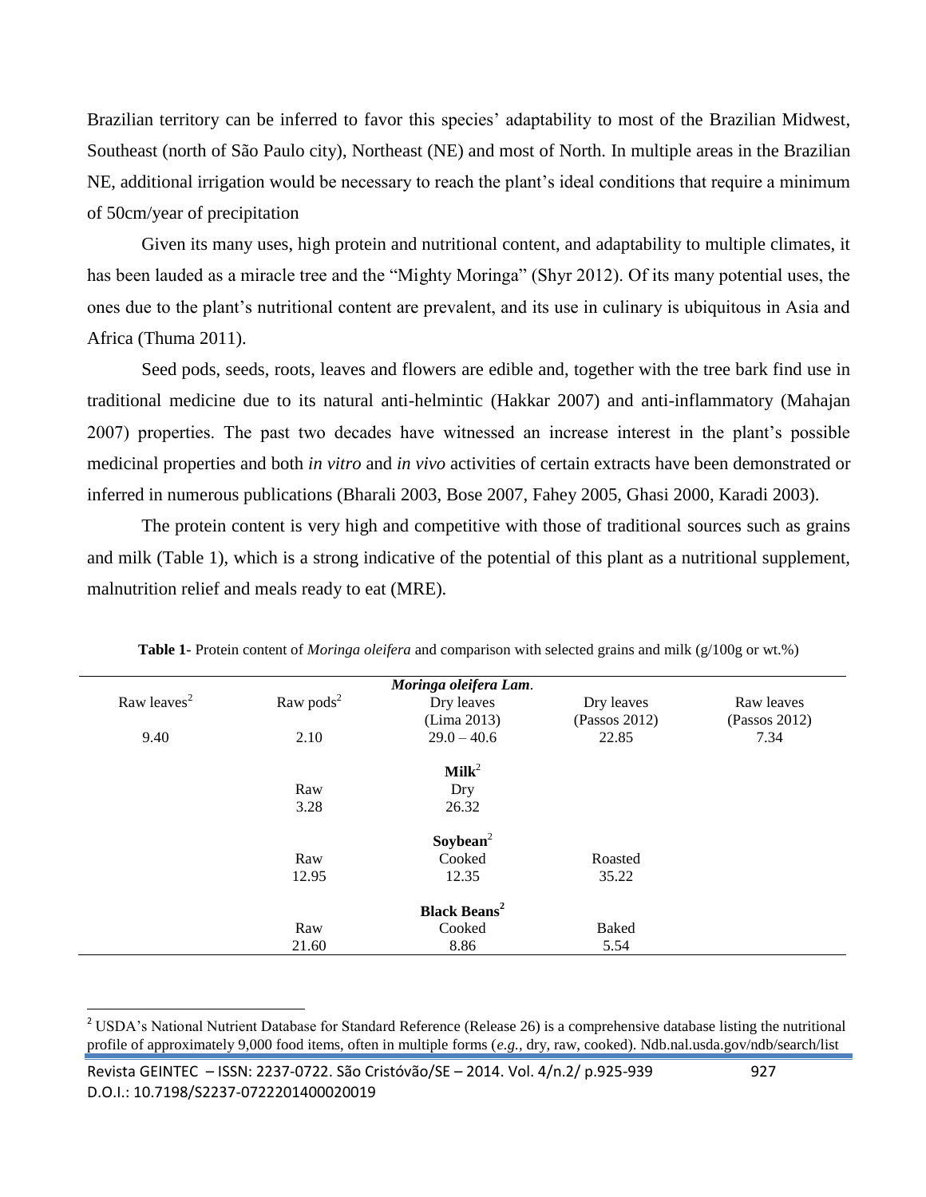Brazilian territory can be inferred to favor this species' adaptability to most of the Brazilian Midwest, Southeast (north of São Paulo city), Northeast (NE) and most of North. In multiple areas in the Brazilian NE, additional irrigation would be necessary to reach the plant's ideal conditions that require a minimum of 50cm/year of precipitation

Given its many uses, high protein and nutritional content, and adaptability to multiple climates, it has been lauded as a miracle tree and the "Mighty Moringa" (Shyr 2012). Of its many potential uses, the ones due to the plant's nutritional content are prevalent, and its use in culinary is ubiquitous in Asia and Africa (Thuma 2011).

Seed pods, seeds, roots, leaves and flowers are edible and, together with the tree bark find use in traditional medicine due to its natural anti-helmintic (Hakkar 2007) and anti-inflammatory (Mahajan 2007) properties. The past two decades have witnessed an increase interest in the plant's possible medicinal properties and both *in vitro* and *in vivo* activities of certain extracts have been demonstrated or inferred in numerous publications (Bharali 2003, Bose 2007, Fahey 2005, Ghasi 2000, Karadi 2003).

The protein content is very high and competitive with those of traditional sources such as grains and milk (Table 1), which is a strong indicative of the potential of this plant as a nutritional supplement, malnutrition relief and meals ready to eat (MRE).

**Table 1-** Protein content of *Moringa oleifera* and comparison with selected grains and milk (g/100g or wt.%)

| | | ***Moringa oleifera Lam*.** | | |
|---|---|---|---|---|
| Raw leaves[2] | Raw pods[2] | Dry leaves (Lima 2013) | Dry leaves (Passos 2012) | Raw leaves (Passos 2012) |
| 9.40 | 2.10 | 29.0 – 40.6 | 22.85 | 7.34 |
| | | **Milk**[2] | | |
| | Raw | Dry | | |
| | 3.28 | 26.32 | | |
| | | **Soybean**[2] | | |
| | Raw | Cooked | Roasted | |
| | 12.95 | 12.35 | 35.22 | |
| | | **Black Beans**[2] | | |
| | Raw | Cooked | Baked | |
| | 21.60 | 8.86 | 5.54 | |

[2] USDA's National Nutrient Database for Standard Reference (Release 26) is a comprehensive database listing the nutritional profile of approximately 9,000 food items, often in multiple forms (*e.g.,* dry, raw, cooked). Ndb.nal.usda.gov/ndb/search/list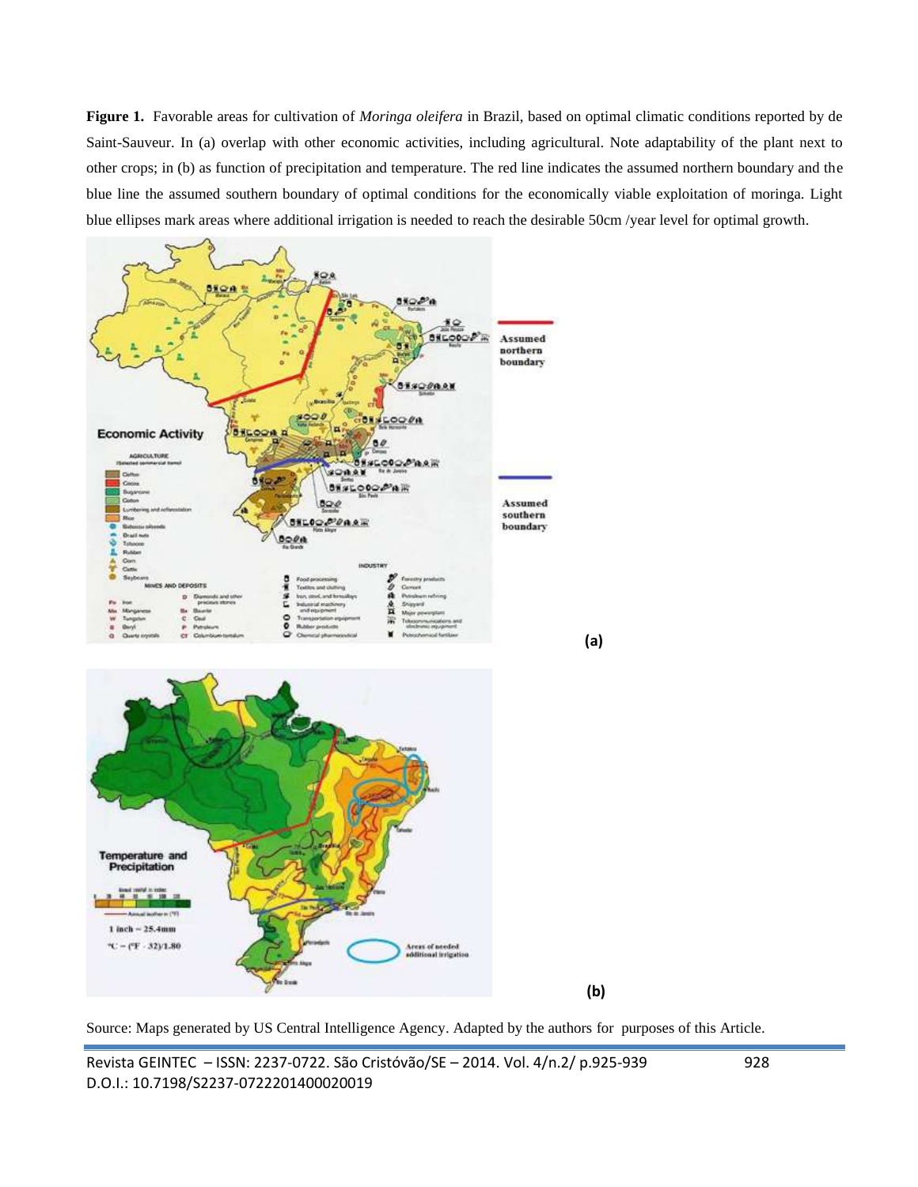**Figure 1.** Favorable areas for cultivation of *Moringa oleifera* in Brazil, based on optimal climatic conditions reported by de Saint-Sauveur. In (a) overlap with other economic activities, including agricultural. Note adaptability of the plant next to other crops; in (b) as function of precipitation and temperature. The red line indicates the assumed northern boundary and the blue line the assumed southern boundary of optimal conditions for the economically viable exploitation of moringa. Light blue ellipses mark areas where additional irrigation is needed to reach the desirable 50cm /year level for optimal growth.

(a)

(b)

Source: Maps generated by US Central Intelligence Agency. Adapted by the authors for purposes of this Article.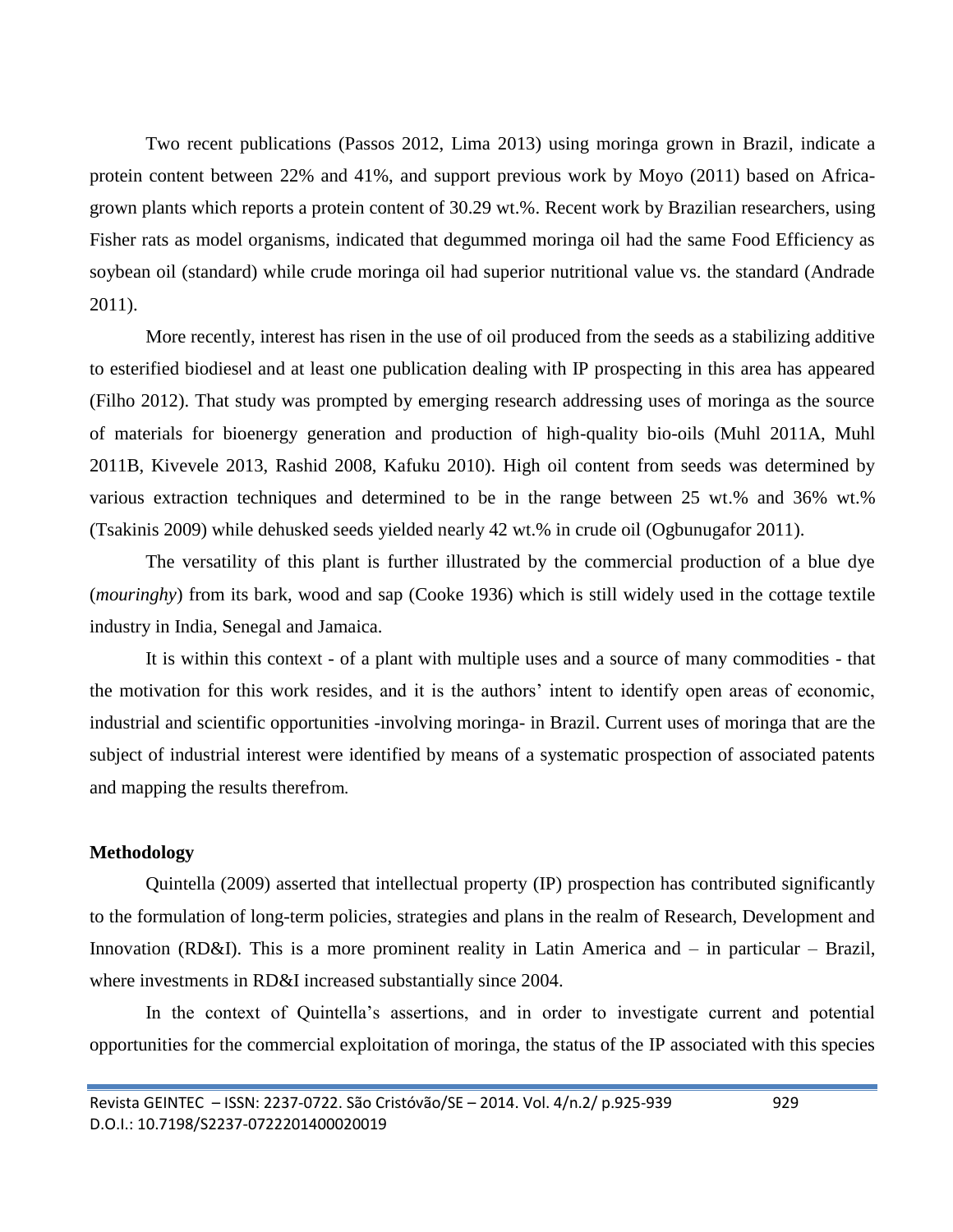Two recent publications (Passos 2012, Lima 2013) using moringa grown in Brazil, indicate a protein content between 22% and 41%, and support previous work by Moyo (2011) based on Africa-grown plants which reports a protein content of 30.29 wt.%. Recent work by Brazilian researchers, using Fisher rats as model organisms, indicated that degummed moringa oil had the same Food Efficiency as soybean oil (standard) while crude moringa oil had superior nutritional value vs. the standard (Andrade 2011).

More recently, interest has risen in the use of oil produced from the seeds as a stabilizing additive to esterified biodiesel and at least one publication dealing with IP prospecting in this area has appeared (Filho 2012). That study was prompted by emerging research addressing uses of moringa as the source of materials for bioenergy generation and production of high-quality bio-oils (Muhl 2011A, Muhl 2011B, Kivevele 2013, Rashid 2008, Kafuku 2010). High oil content from seeds was determined by various extraction techniques and determined to be in the range between 25 wt.% and 36% wt.% (Tsakinis 2009) while dehusked seeds yielded nearly 42 wt.% in crude oil (Ogbunugafor 2011).

The versatility of this plant is further illustrated by the commercial production of a blue dye (*mouringhy*) from its bark, wood and sap (Cooke 1936) which is still widely used in the cottage textile industry in India, Senegal and Jamaica.

It is within this context - of a plant with multiple uses and a source of many commodities - that the motivation for this work resides, and it is the authors' intent to identify open areas of economic, industrial and scientific opportunities -involving moringa- in Brazil. Current uses of moringa that are the subject of industrial interest were identified by means of a systematic prospection of associated patents and mapping the results therefrom.

## Methodology

Quintella (2009) asserted that intellectual property (IP) prospection has contributed significantly to the formulation of long-term policies, strategies and plans in the realm of Research, Development and Innovation (RD&I). This is a more prominent reality in Latin America and – in particular – Brazil, where investments in RD&I increased substantially since 2004.

In the context of Quintella's assertions, and in order to investigate current and potential opportunities for the commercial exploitation of moringa, the status of the IP associated with this species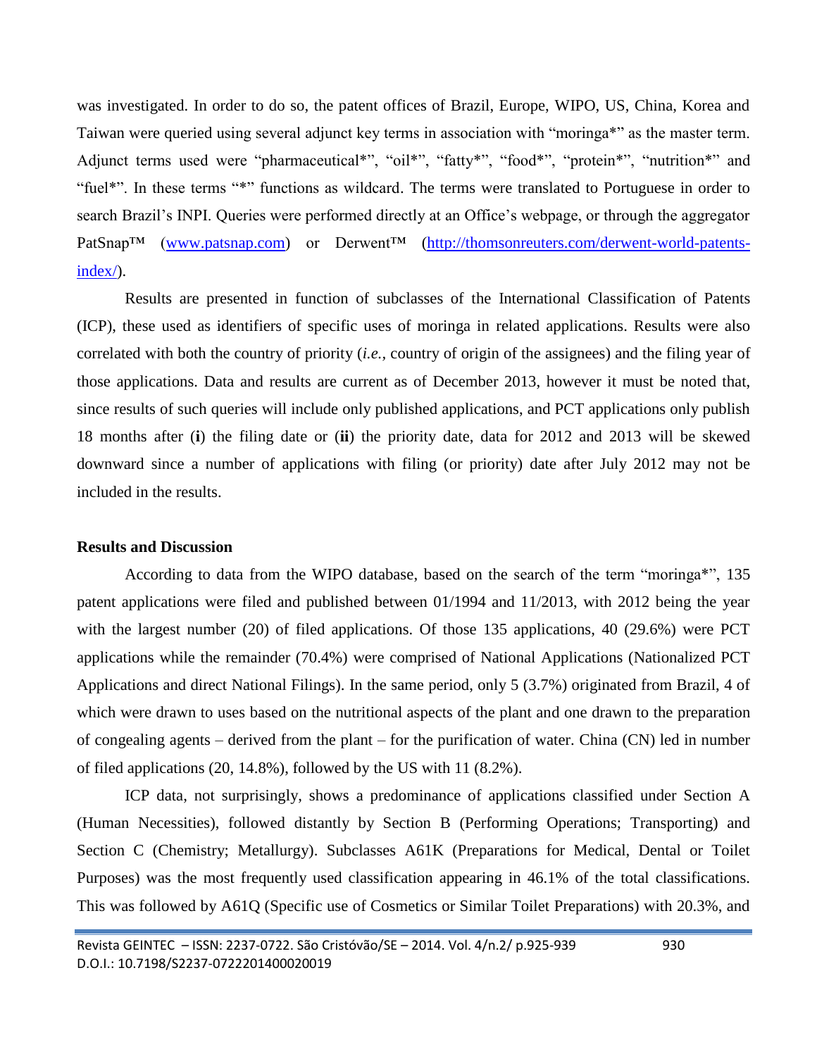was investigated. In order to do so, the patent offices of Brazil, Europe, WIPO, US, China, Korea and Taiwan were queried using several adjunct key terms in association with "moringa*" as the master term. Adjunct terms used were "pharmaceutical*", "oil*", "fatty*", "food*", "protein*", "nutrition*" and "fuel*". In these terms "*" functions as wildcard. The terms were translated to Portuguese in order to search Brazil's INPI. Queries were performed directly at an Office's webpage, or through the aggregator PatSnap™ (www.patsnap.com) or Derwent™ (http://thomsonreuters.com/derwent-world-patents-index/).

Results are presented in function of subclasses of the International Classification of Patents (ICP), these used as identifiers of specific uses of moringa in related applications. Results were also correlated with both the country of priority (*i.e.*, country of origin of the assignees) and the filing year of those applications. Data and results are current as of December 2013, however it must be noted that, since results of such queries will include only published applications, and PCT applications only publish 18 months after (**i**) the filing date or (**ii**) the priority date, data for 2012 and 2013 will be skewed downward since a number of applications with filing (or priority) date after July 2012 may not be included in the results.

## Results and Discussion

According to data from the WIPO database, based on the search of the term "moringa*", 135 patent applications were filed and published between 01/1994 and 11/2013, with 2012 being the year with the largest number (20) of filed applications. Of those 135 applications, 40 (29.6%) were PCT applications while the remainder (70.4%) were comprised of National Applications (Nationalized PCT Applications and direct National Filings). In the same period, only 5 (3.7%) originated from Brazil, 4 of which were drawn to uses based on the nutritional aspects of the plant and one drawn to the preparation of congealing agents – derived from the plant – for the purification of water. China (CN) led in number of filed applications (20, 14.8%), followed by the US with 11 (8.2%).

ICP data, not surprisingly, shows a predominance of applications classified under Section A (Human Necessities), followed distantly by Section B (Performing Operations; Transporting) and Section C (Chemistry; Metallurgy). Subclasses A61K (Preparations for Medical, Dental or Toilet Purposes) was the most frequently used classification appearing in 46.1% of the total classifications. This was followed by A61Q (Specific use of Cosmetics or Similar Toilet Preparations) with 20.3%, and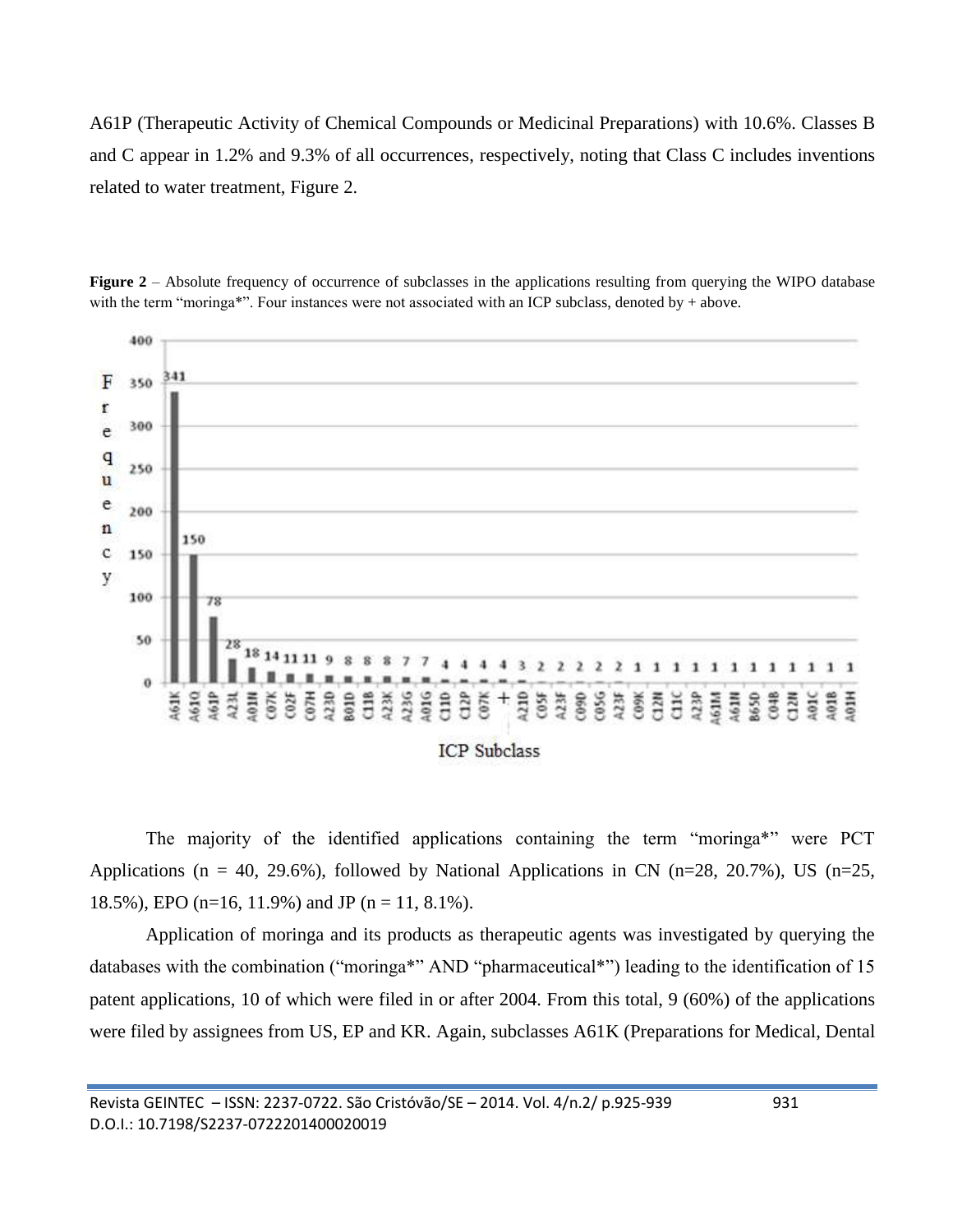A61P (Therapeutic Activity of Chemical Compounds or Medicinal Preparations) with 10.6%. Classes B and C appear in 1.2% and 9.3% of all occurrences, respectively, noting that Class C includes inventions related to water treatment, Figure 2.

**Figure 2** – Absolute frequency of occurrence of subclasses in the applications resulting from querying the WIPO database with the term "moringa*". Four instances were not associated with an ICP subclass, denoted by + above.

The majority of the identified applications containing the term "moringa*" were PCT Applications (n = 40, 29.6%), followed by National Applications in CN (n=28, 20.7%), US (n=25, 18.5%), EPO (n=16, 11.9%) and JP (n = 11, 8.1%).

Application of moringa and its products as therapeutic agents was investigated by querying the databases with the combination ("moringa*" AND "pharmaceutical*") leading to the identification of 15 patent applications, 10 of which were filed in or after 2004. From this total, 9 (60%) of the applications were filed by assignees from US, EP and KR. Again, subclasses A61K (Preparations for Medical, Dental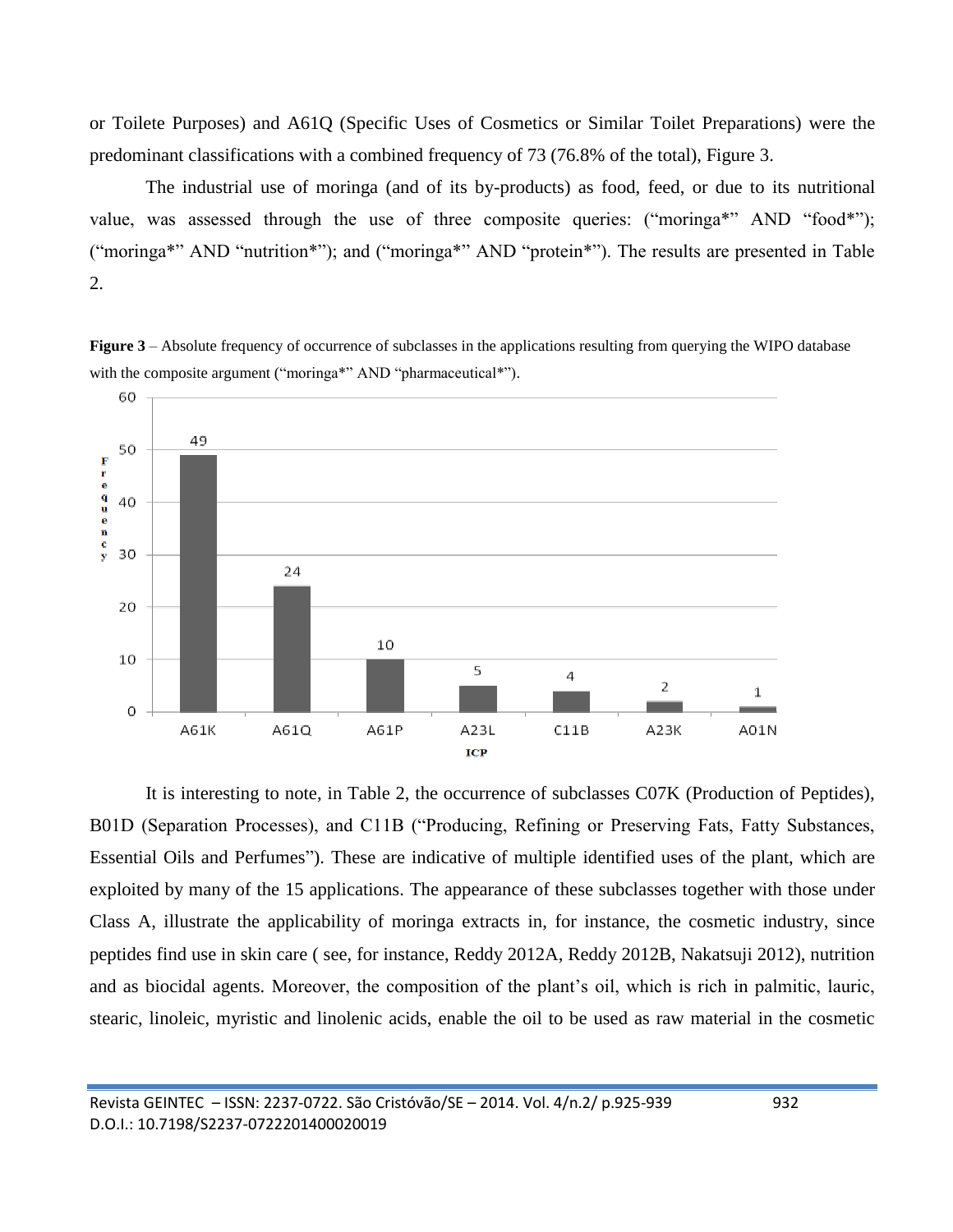or Toilete Purposes) and A61Q (Specific Uses of Cosmetics or Similar Toilet Preparations) were the predominant classifications with a combined frequency of 73 (76.8% of the total), Figure 3.

The industrial use of moringa (and of its by-products) as food, feed, or due to its nutritional value, was assessed through the use of three composite queries: ("moringa*" AND "food*"); ("moringa*" AND "nutrition*"); and ("moringa*" AND "protein*"). The results are presented in Table 2.

**Figure 3** – Absolute frequency of occurrence of subclasses in the applications resulting from querying the WIPO database with the composite argument ("moringa*" AND "pharmaceutical*").

| ICP | Frequency |
| --- | --- |
| A61K | 49 |
| A61Q | 24 |
| A61P | 10 |
| A23L | 5 |
| C11B | 4 |
| A23K | 2 |
| A01N | 1 |

It is interesting to note, in Table 2, the occurrence of subclasses C07K (Production of Peptides), B01D (Separation Processes), and C11B ("Producing, Refining or Preserving Fats, Fatty Substances, Essential Oils and Perfumes"). These are indicative of multiple identified uses of the plant, which are exploited by many of the 15 applications. The appearance of these subclasses together with those under Class A, illustrate the applicability of moringa extracts in, for instance, the cosmetic industry, since peptides find use in skin care ( see, for instance, Reddy 2012A, Reddy 2012B, Nakatsuji 2012), nutrition and as biocidal agents. Moreover, the composition of the plant's oil, which is rich in palmitic, lauric, stearic, linoleic, myristic and linolenic acids, enable the oil to be used as raw material in the cosmetic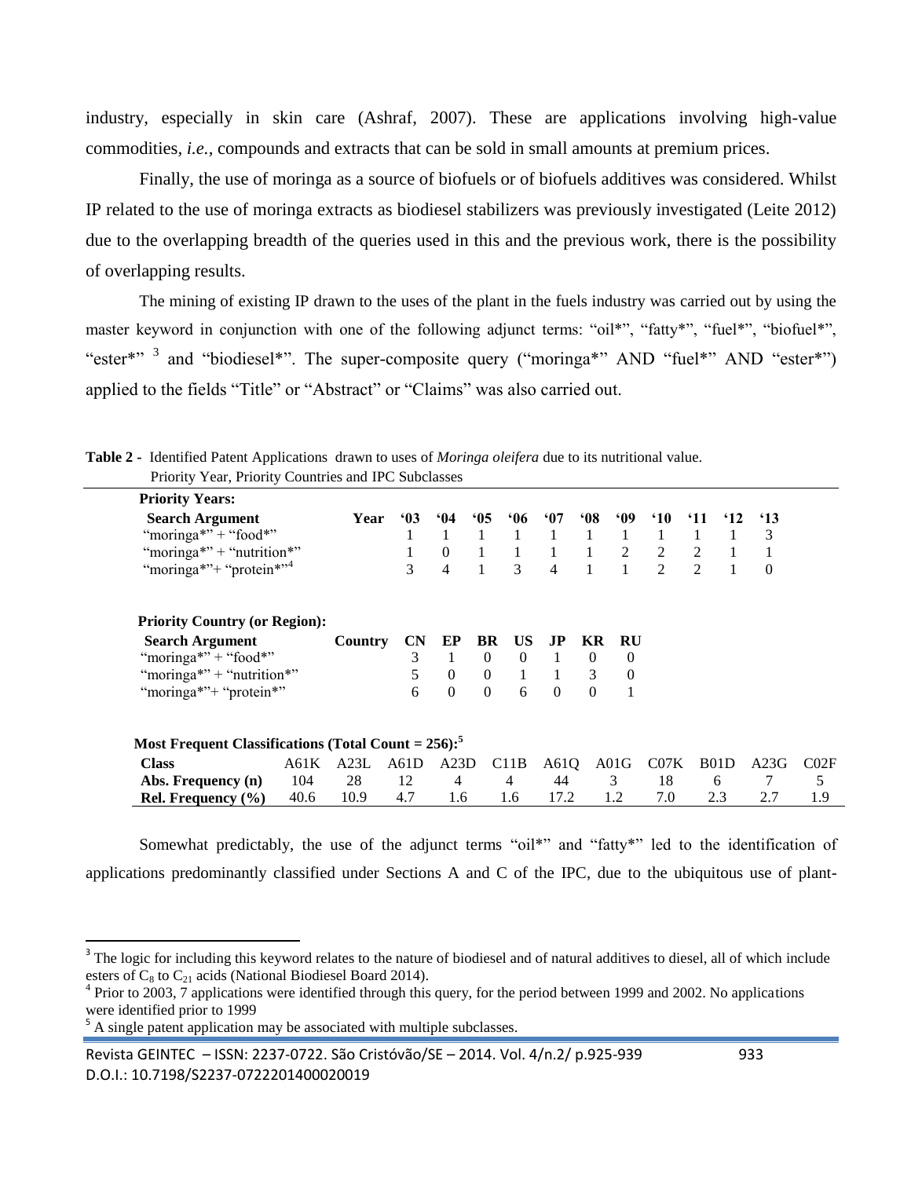industry, especially in skin care (Ashraf, 2007). These are applications involving high-value commodities, *i.e.*, compounds and extracts that can be sold in small amounts at premium prices.

Finally, the use of moringa as a source of biofuels or of biofuels additives was considered. Whilst IP related to the use of moringa extracts as biodiesel stabilizers was previously investigated (Leite 2012) due to the overlapping breadth of the queries used in this and the previous work, there is the possibility of overlapping results.

The mining of existing IP drawn to the uses of the plant in the fuels industry was carried out by using the master keyword in conjunction with one of the following adjunct terms: "oil*", "fatty*", "fuel*", "biofuel*", "ester*" [3] and "biodiesel*". The super-composite query ("moringa*" AND "fuel*" AND "ester*") applied to the fields "Title" or "Abstract" or "Claims" was also carried out.

**Table 2** - Identified Patent Applications drawn to uses of *Moringa oleifera* due to its nutritional value. Priority Year, Priority Countries and IPC Subclasses

**Priority Years:**

| Search Argument | Year | '03 | '04 | '05 | '06 | '07 | '08 | '09 | '10 | '11 | '12 | '13 |
|---|---|---|---|---|---|---|---|---|---|---|---|---|
| "moringa*" + "food*" | | 1 | 1 | 1 | 1 | 1 | 1 | 1 | 1 | 1 | 1 | 3 |
| "moringa*" + "nutrition*" | | 1 | 0 | 1 | 1 | 1 | 1 | 2 | 2 | 2 | 1 | 1 |
| "moringa*"+ "protein*"[4] | | 3 | 4 | 1 | 3 | 4 | 1 | 1 | 2 | 2 | 1 | 0 |

**Priority Country (or Region):**

| Search Argument | Country | CN | EP | BR | US | JP | KR | RU |
|---|---|---|---|---|---|---|---|---|
| "moringa*" + "food*" | | 3 | 1 | 0 | 0 | 1 | 0 | 0 |
| "moringa*" + "nutrition*" | | 5 | 0 | 0 | 1 | 1 | 3 | 0 |
| "moringa*"+ "protein*" | | 6 | 0 | 0 | 6 | 0 | 0 | 1 |

**Most Frequent Classifications (Total Count = 256):**[5]

| Class | A61K | A23L | A61D | A23D | C11B | A61Q | A01G | C07K | B01D | A23G | C02F |
|---|---|---|---|---|---|---|---|---|---|---|---|
| **Abs. Frequency (n)** | 104 | 28 | 12 | 4 | 4 | 44 | 3 | 18 | 6 | 7 | 5 |
| **Rel. Frequency (%)** | 40.6 | 10.9 | 4.7 | 1.6 | 1.6 | 17.2 | 1.2 | 7.0 | 2.3 | 2.7 | 1.9 |

Somewhat predictably, the use of the adjunct terms "oil*" and "fatty*" led to the identification of applications predominantly classified under Sections A and C of the IPC, due to the ubiquitous use of plant-

---

[3] The logic for including this keyword relates to the nature of biodiesel and of natural additives to diesel, all of which include esters of $C_8$ to $C_{21}$ acids (National Biodiesel Board 2014).

[4] Prior to 2003, 7 applications were identified through this query, for the period between 1999 and 2002. No applications were identified prior to 1999

[5] A single patent application may be associated with multiple subclasses.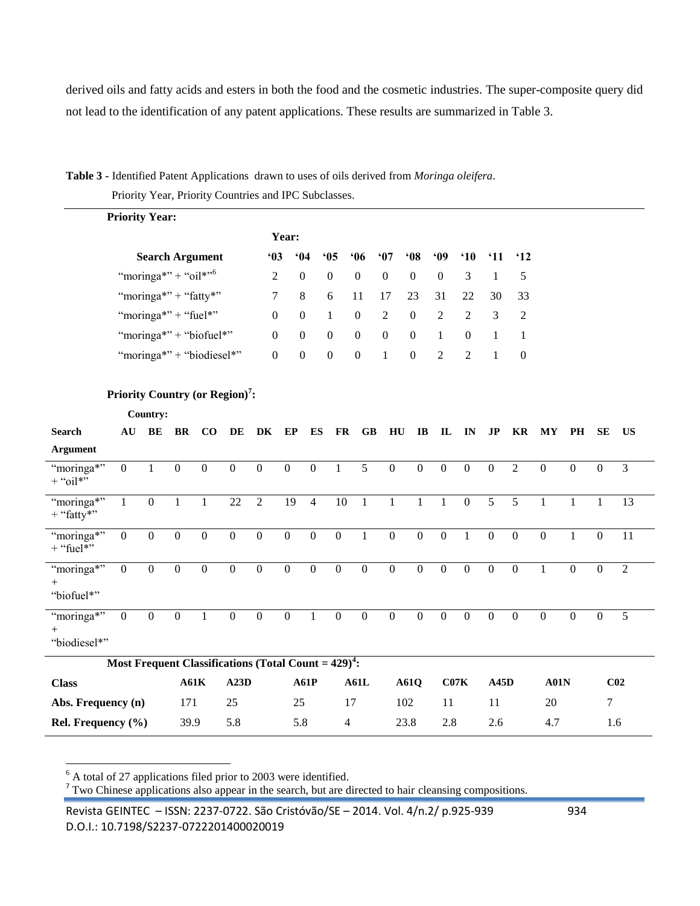derived oils and fatty acids and esters in both the food and the cosmetic industries. The super-composite query did not lead to the identification of any patent applications. These results are summarized in Table 3.

**Table 3 -** Identified Patent Applications drawn to uses of oils derived from *Moringa oleifera*. Priority Year, Priority Countries and IPC Subclasses.

**Priority Year:**

| Search Argument | '03 | '04 | '05 | '06 | '07 | '08 | '09 | '10 | '11 | '12 |
|---|---|---|---|---|---|---|---|---|---|---|
| "moringa*" + "oil*"[6] | 2 | 0 | 0 | 0 | 0 | 0 | 0 | 3 | 1 | 5 |
| "moringa*" + "fatty*" | 7 | 8 | 6 | 11 | 17 | 23 | 31 | 22 | 30 | 33 |
| "moringa*" + "fuel*" | 0 | 0 | 1 | 0 | 2 | 0 | 2 | 2 | 3 | 2 |
| "moringa*" + "biofuel*" | 0 | 0 | 0 | 0 | 0 | 0 | 1 | 0 | 1 | 1 |
| "moringa*" + "biodiesel*" | 0 | 0 | 0 | 0 | 1 | 0 | 2 | 2 | 1 | 0 |

**Priority Country (or Region)[7]:**

| Search Argument | AU | BE | BR | CO | DE | DK | EP | ES | FR | GB | HU | IB | IL | IN | JP | KR | MY | PH | SE | US |
|---|---|---|---|---|---|---|---|---|---|---|---|---|---|---|---|---|---|---|---|---|
| "moringa*" + "oil*" | 0 | 1 | 0 | 0 | 0 | 0 | 0 | 0 | 1 | 5 | 0 | 0 | 0 | 0 | 0 | 2 | 0 | 0 | 0 | 3 |
| "moringa*" + "fatty*" | 1 | 0 | 1 | 1 | 22 | 2 | 19 | 4 | 10 | 1 | 1 | 1 | 1 | 0 | 5 | 5 | 1 | 1 | 1 | 13 |
| "moringa*" + "fuel*" | 0 | 0 | 0 | 0 | 0 | 0 | 0 | 0 | 0 | 1 | 0 | 0 | 0 | 1 | 0 | 0 | 0 | 1 | 0 | 11 |
| "moringa*" + "biofuel*" | 0 | 0 | 0 | 0 | 0 | 0 | 0 | 0 | 0 | 0 | 0 | 0 | 0 | 0 | 0 | 0 | 1 | 0 | 0 | 2 |
| "moringa*" + "biodiesel*" | 0 | 0 | 0 | 1 | 0 | 0 | 0 | 1 | 0 | 0 | 0 | 0 | 0 | 0 | 0 | 0 | 0 | 0 | 0 | 5 |

**Most Frequent Classifications (Total Count = 429)[4]:**

| Class | A61K | A23D | A61P | A61L | A61Q | C07K | A45D | A01N | C02 |
|---|---|---|---|---|---|---|---|---|---|
| Abs. Frequency (n) | 171 | 25 | 25 | 17 | 102 | 11 | 11 | 20 | 7 |
| Rel. Frequency (%) | 39.9 | 5.8 | 5.8 | 4 | 23.8 | 2.8 | 2.6 | 4.7 | 1.6 |

[6] A total of 27 applications filed prior to 2003 were identified.

[7] Two Chinese applications also appear in the search, but are directed to hair cleansing compositions.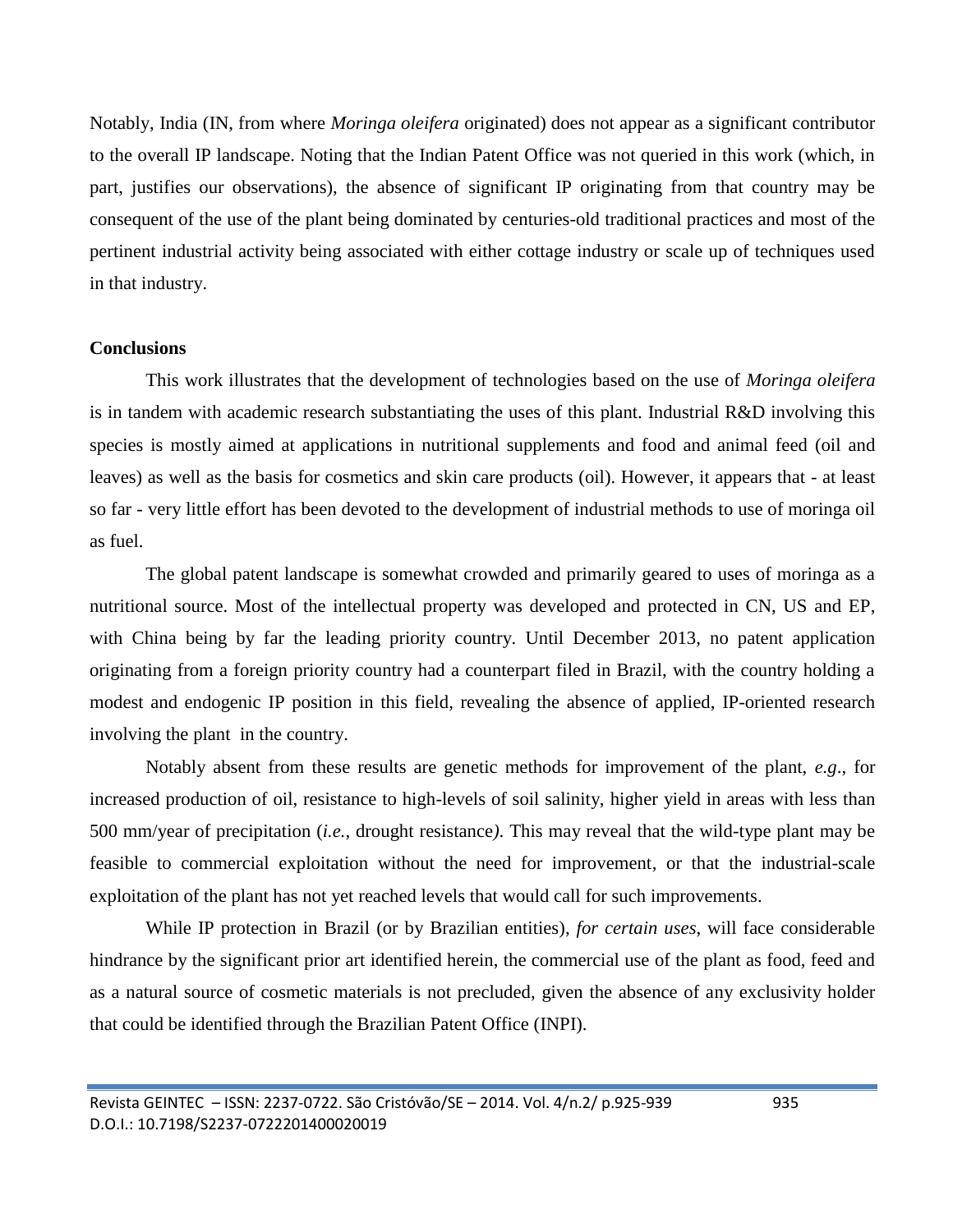Notably, India (IN, from where *Moringa oleifera* originated) does not appear as a significant contributor to the overall IP landscape. Noting that the Indian Patent Office was not queried in this work (which, in part, justifies our observations), the absence of significant IP originating from that country may be consequent of the use of the plant being dominated by centuries-old traditional practices and most of the pertinent industrial activity being associated with either cottage industry or scale up of techniques used in that industry.

**Conclusions**

This work illustrates that the development of technologies based on the use of *Moringa oleifera* is in tandem with academic research substantiating the uses of this plant. Industrial R&D involving this species is mostly aimed at applications in nutritional supplements and food and animal feed (oil and leaves) as well as the basis for cosmetics and skin care products (oil). However, it appears that - at least so far - very little effort has been devoted to the development of industrial methods to use of moringa oil as fuel.

The global patent landscape is somewhat crowded and primarily geared to uses of moringa as a nutritional source. Most of the intellectual property was developed and protected in CN, US and EP, with China being by far the leading priority country. Until December 2013, no patent application originating from a foreign priority country had a counterpart filed in Brazil, with the country holding a modest and endogenic IP position in this field, revealing the absence of applied, IP-oriented research involving the plant in the country.

Notably absent from these results are genetic methods for improvement of the plant, *e.g*., for increased production of oil, resistance to high-levels of soil salinity, higher yield in areas with less than 500 mm/year of precipitation (*i.e.*, drought resistance). This may reveal that the wild-type plant may be feasible to commercial exploitation without the need for improvement, or that the industrial-scale exploitation of the plant has not yet reached levels that would call for such improvements.

While IP protection in Brazil (or by Brazilian entities), *for certain uses*, will face considerable hindrance by the significant prior art identified herein, the commercial use of the plant as food, feed and as a natural source of cosmetic materials is not precluded, given the absence of any exclusivity holder that could be identified through the Brazilian Patent Office (INPI).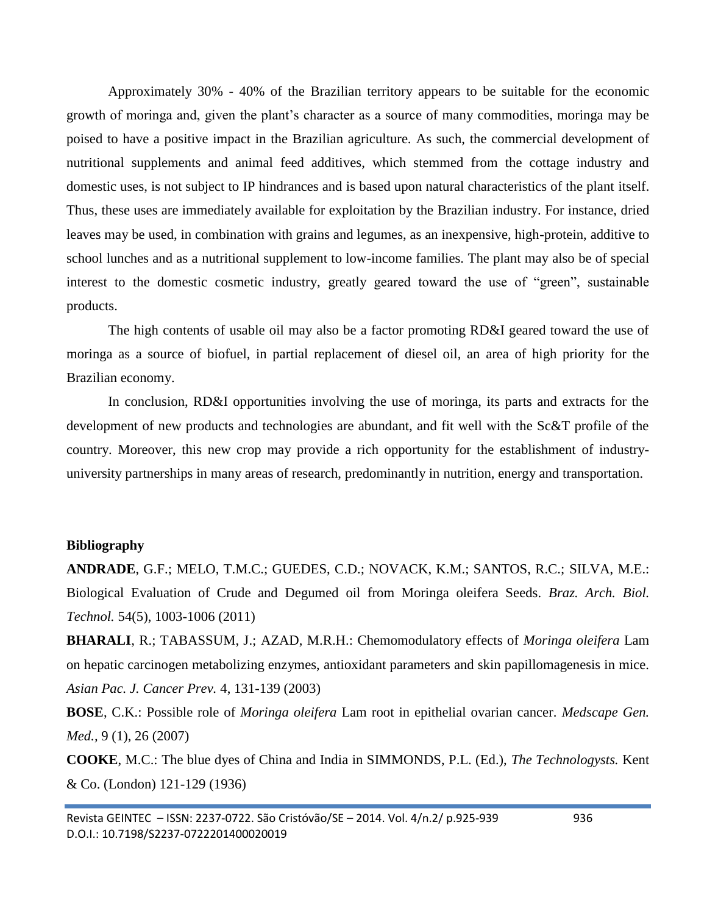Approximately 30% - 40% of the Brazilian territory appears to be suitable for the economic growth of moringa and, given the plant's character as a source of many commodities, moringa may be poised to have a positive impact in the Brazilian agriculture. As such, the commercial development of nutritional supplements and animal feed additives, which stemmed from the cottage industry and domestic uses, is not subject to IP hindrances and is based upon natural characteristics of the plant itself. Thus, these uses are immediately available for exploitation by the Brazilian industry. For instance, dried leaves may be used, in combination with grains and legumes, as an inexpensive, high-protein, additive to school lunches and as a nutritional supplement to low-income families. The plant may also be of special interest to the domestic cosmetic industry, greatly geared toward the use of "green", sustainable products.

The high contents of usable oil may also be a factor promoting RD&I geared toward the use of moringa as a source of biofuel, in partial replacement of diesel oil, an area of high priority for the Brazilian economy.

In conclusion, RD&I opportunities involving the use of moringa, its parts and extracts for the development of new products and technologies are abundant, and fit well with the Sc&T profile of the country. Moreover, this new crop may provide a rich opportunity for the establishment of industry-university partnerships in many areas of research, predominantly in nutrition, energy and transportation.

**Bibliography**

**ANDRADE**, G.F.; MELO, T.M.C.; GUEDES, C.D.; NOVACK, K.M.; SANTOS, R.C.; SILVA, M.E.: Biological Evaluation of Crude and Degumed oil from Moringa oleifera Seeds. *Braz. Arch. Biol. Technol.* 54(5), 1003-1006 (2011)

**BHARALI**, R.; TABASSUM, J.; AZAD, M.R.H.: Chemomodulatory effects of *Moringa oleifera* Lam on hepatic carcinogen metabolizing enzymes, antioxidant parameters and skin papillomagenesis in mice. *Asian Pac. J. Cancer Prev.* 4, 131-139 (2003)

**BOSE**, C.K.: Possible role of *Moringa oleifera* Lam root in epithelial ovarian cancer. *Medscape Gen. Med.*, 9 (1), 26 (2007)

**COOKE**, M.C.: The blue dyes of China and India in SIMMONDS, P.L. (Ed.), *The Technologysts.* Kent & Co. (London) 121-129 (1936)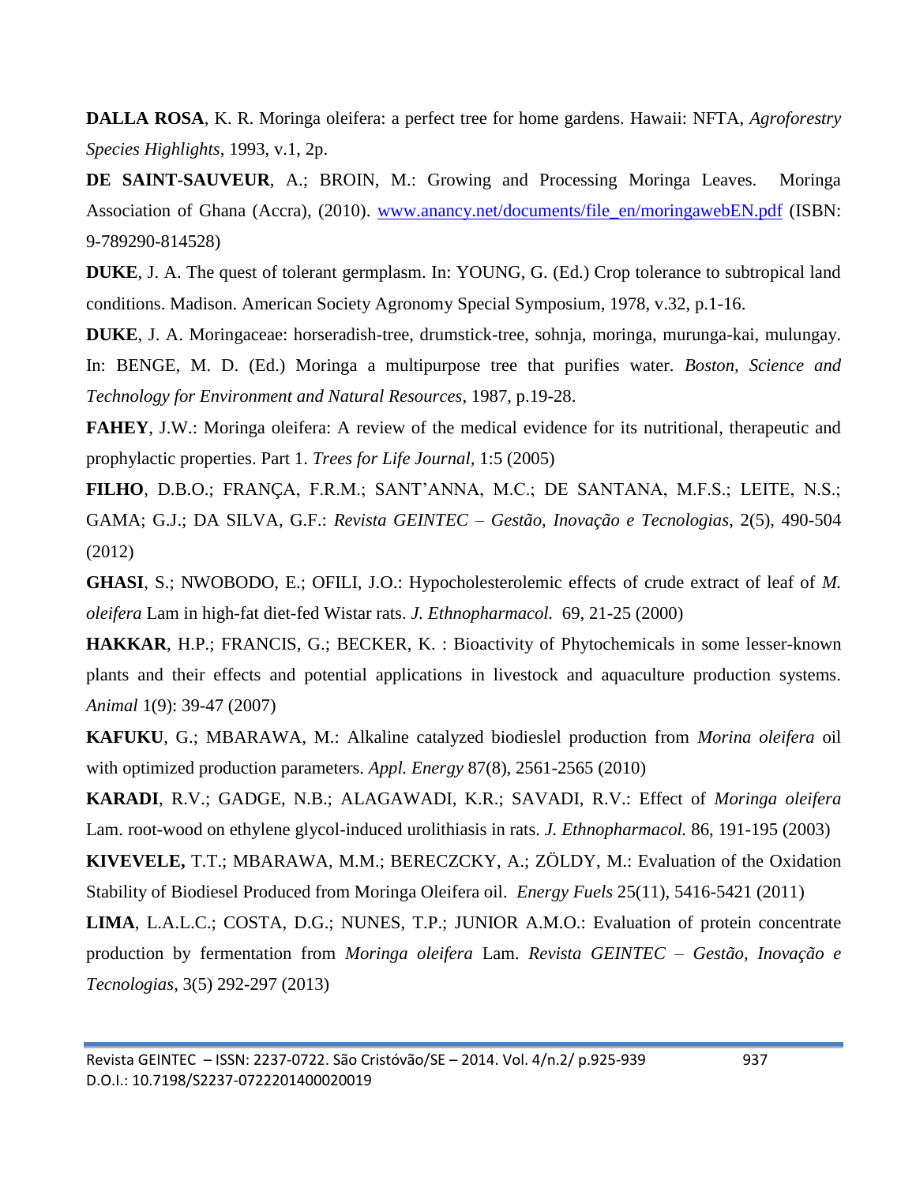**DALLA ROSA**, K. R. Moringa oleifera: a perfect tree for home gardens. Hawaii: NFTA, *Agroforestry Species Highlights*, 1993, v.1, 2p.

**DE SAINT-SAUVEUR**, A.; BROIN, M.: Growing and Processing Moringa Leaves. Moringa Association of Ghana (Accra), (2010). [www.anancy.net/documents/file_en/moringawebEN.pdf](www.anancy.net/documents/file_en/moringawebEN.pdf) (ISBN: 9-789290-814528)

**DUKE**, J. A. The quest of tolerant germplasm. In: YOUNG, G. (Ed.) Crop tolerance to subtropical land conditions. Madison. American Society Agronomy Special Symposium, 1978, v.32, p.1-16.

**DUKE**, J. A. Moringaceae: horseradish-tree, drumstick-tree, sohnja, moringa, murunga-kai, mulungay. In: BENGE, M. D. (Ed.) Moringa a multipurpose tree that purifies water. *Boston, Science and Technology for Environment and Natural Resources*, 1987, p.19-28.

**FAHEY**, J.W.: Moringa oleifera: A review of the medical evidence for its nutritional, therapeutic and prophylactic properties. Part 1. *Trees for Life Journal*, 1:5 (2005)

**FILHO**, D.B.O.; FRANÇA, F.R.M.; SANT'ANNA, M.C.; DE SANTANA, M.F.S.; LEITE, N.S.; GAMA; G.J.; DA SILVA, G.F.: *Revista GEINTEC – Gestão, Inovação e Tecnologias*, 2(5), 490-504 (2012)

**GHASI**, S.; NWOBODO, E.; OFILI, J.O.: Hypocholesterolemic effects of crude extract of leaf of *M. oleifera* Lam in high-fat diet-fed Wistar rats. *J. Ethnopharmacol.* 69, 21-25 (2000)

**HAKKAR**, H.P.; FRANCIS, G.; BECKER, K. : Bioactivity of Phytochemicals in some lesser-known plants and their effects and potential applications in livestock and aquaculture production systems. *Animal* 1(9): 39-47 (2007)

**KAFUKU**, G.; MBARAWA, M.: Alkaline catalyzed biodieslel production from *Morina oleifera* oil with optimized production parameters. *Appl. Energy* 87(8), 2561-2565 (2010)

**KARADI**, R.V.; GADGE, N.B.; ALAGAWADI, K.R.; SAVADI, R.V.: Effect of *Moringa oleifera* Lam. root-wood on ethylene glycol-induced urolithiasis in rats. *J. Ethnopharmacol.* 86, 191-195 (2003)

**KIVEVELE,** T.T.; MBARAWA, M.M.; BERECZCKY, A.; ZÖLDY, M.: Evaluation of the Oxidation Stability of Biodiesel Produced from Moringa Oleifera oil. *Energy Fuels* 25(11), 5416-5421 (2011)

**LIMA**, L.A.L.C.; COSTA, D.G.; NUNES, T.P.; JUNIOR A.M.O.: Evaluation of protein concentrate production by fermentation from *Moringa oleifera* Lam. *Revista GEINTEC – Gestão, Inovação e Tecnologias*, 3(5) 292-297 (2013)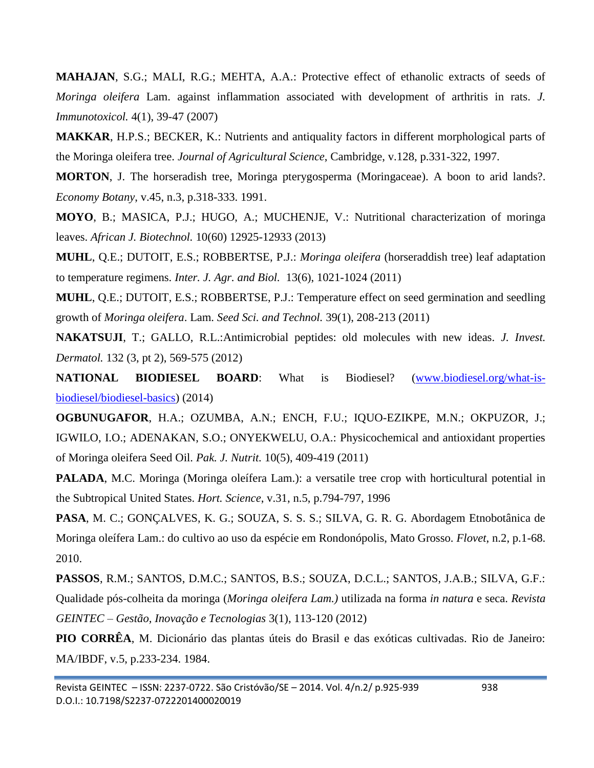**MAHAJAN**, S.G.; MALI, R.G.; MEHTA, A.A.: Protective effect of ethanolic extracts of seeds of *Moringa oleifera* Lam. against inflammation associated with development of arthritis in rats. *J. Immunotoxicol.* 4(1), 39-47 (2007)

**MAKKAR**, H.P.S.; BECKER, K.: Nutrients and antiquality factors in different morphological parts of the Moringa oleifera tree. *Journal of Agricultural Science*, Cambridge, v.128, p.331-322, 1997.

**MORTON**, J. The horseradish tree, Moringa pterygosperma (Moringaceae). A boon to arid lands?. *Economy Botany*, v.45, n.3, p.318-333. 1991.

**MOYO**, B.; MASICA, P.J.; HUGO, A.; MUCHENJE, V.: Nutritional characterization of moringa leaves. *African J. Biotechnol.* 10(60) 12925-12933 (2013)

**MUHL**, Q.E.; DUTOIT, E.S.; ROBBERTSE, P.J.: *Moringa oleifera* (horseraddish tree) leaf adaptation to temperature regimens. *Inter. J. Agr. and Biol.* 13(6), 1021-1024 (2011)

**MUHL**, Q.E.; DUTOIT, E.S.; ROBBERTSE, P.J.: Temperature effect on seed germination and seedling growth of *Moringa oleifera*. Lam. *Seed Sci. and Technol.* 39(1), 208-213 (2011)

**NAKATSUJI**, T.; GALLO, R.L.:Antimicrobial peptides: old molecules with new ideas. *J. Invest. Dermatol.* 132 (3, pt 2), 569-575 (2012)

**NATIONAL BIODIESEL BOARD**: What is Biodiesel? ([www.biodiesel.org/what-is-biodiesel/biodiesel-basics](www.biodiesel.org/what-is-biodiesel/biodiesel-basics)) (2014)

**OGBUNUGAFOR**, H.A.; OZUMBA, A.N.; ENCH, F.U.; IQUO-EZIKPE, M.N.; OKPUZOR, J.; IGWILO, I.O.; ADENAKAN, S.O.; ONYEKWELU, O.A.: Physicochemical and antioxidant properties of Moringa oleifera Seed Oil. *Pak. J. Nutrit.* 10(5), 409-419 (2011)

**PALADA**, M.C. Moringa (Moringa oleífera Lam.): a versatile tree crop with horticultural potential in the Subtropical United States. *Hort. Science*, v.31, n.5, p.794-797, 1996

**PASA**, M. C.; GONÇALVES, K. G.; SOUZA, S. S. S.; SILVA, G. R. G. Abordagem Etnobotânica de Moringa oleífera Lam.: do cultivo ao uso da espécie em Rondonópolis, Mato Grosso. *Flovet*, n.2, p.1-68. 2010.

**PASSOS**, R.M.; SANTOS, D.M.C.; SANTOS, B.S.; SOUZA, D.C.L.; SANTOS, J.A.B.; SILVA, G.F.: Qualidade pós-colheita da moringa (*Moringa oleifera Lam.)* utilizada na forma *in natura* e seca. *Revista GEINTEC – Gestão, Inovação e Tecnologias* 3(1), 113-120 (2012)

**PIO CORRÊA**, M. Dicionário das plantas úteis do Brasil e das exóticas cultivadas. Rio de Janeiro: MA/IBDF, v.5, p.233-234. 1984.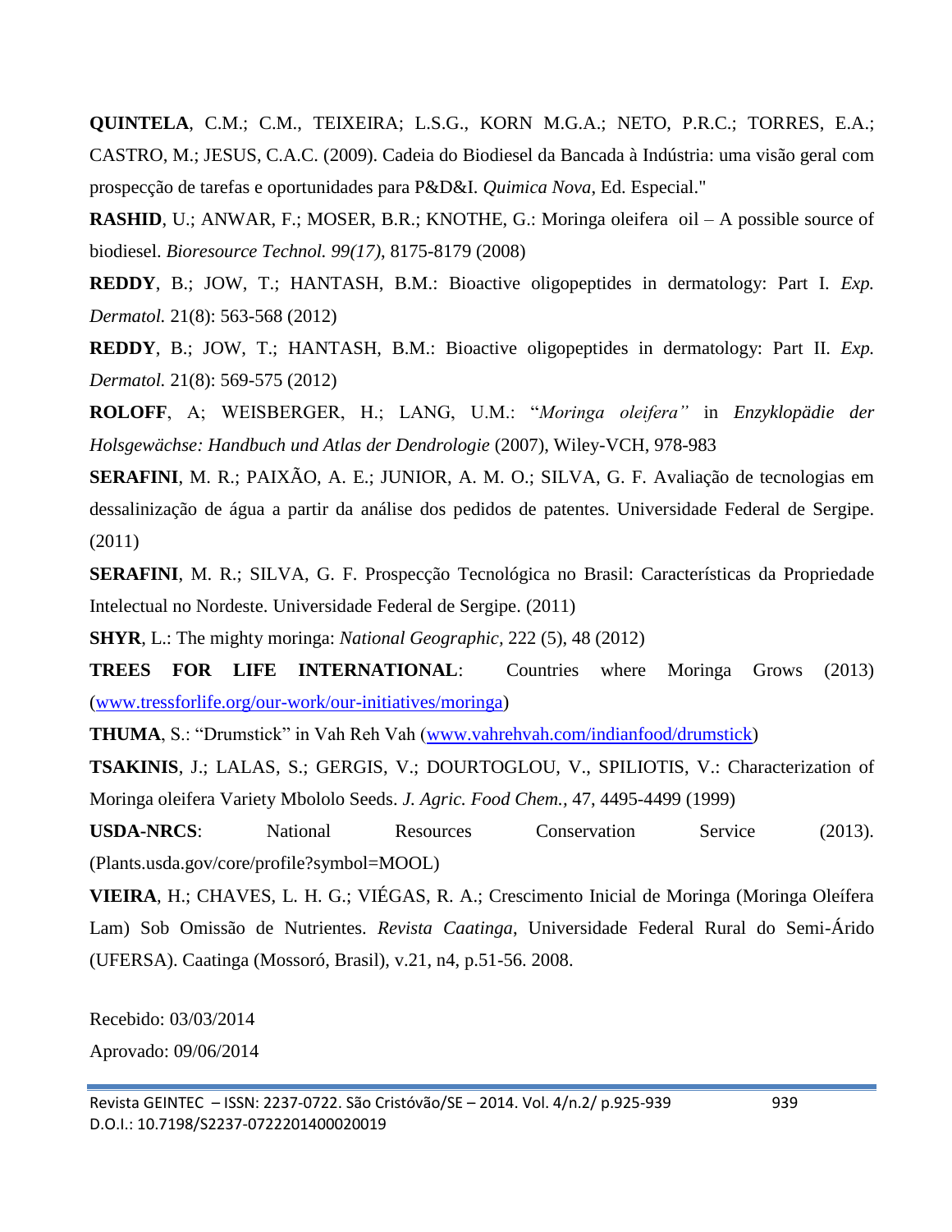**QUINTELA**, C.M.; C.M., TEIXEIRA; L.S.G., KORN M.G.A.; NETO, P.R.C.; TORRES, E.A.; CASTRO, M.; JESUS, C.A.C. (2009). Cadeia do Biodiesel da Bancada à Indústria: uma visão geral com prospecção de tarefas e oportunidades para P&D&I. *Quimica Nova*, Ed. Especial."

**RASHID**, U.; ANWAR, F.; MOSER, B.R.; KNOTHE, G.: Moringa oleifera oil – A possible source of biodiesel. *Bioresource Technol. 99(17)*, 8175-8179 (2008)

**REDDY**, B.; JOW, T.; HANTASH, B.M.: Bioactive oligopeptides in dermatology: Part I. *Exp. Dermatol.* 21(8): 563-568 (2012)

**REDDY**, B.; JOW, T.; HANTASH, B.M.: Bioactive oligopeptides in dermatology: Part II. *Exp. Dermatol.* 21(8): 569-575 (2012)

**ROLOFF**, A; WEISBERGER, H.; LANG, U.M.: "*Moringa oleifera"* in *Enzyklopädie der Holsgewächse: Handbuch und Atlas der Dendrologie* (2007), Wiley-VCH, 978-983

**SERAFINI**, M. R.; PAIXÃO, A. E.; JUNIOR, A. M. O.; SILVA, G. F. Avaliação de tecnologias em dessalinização de água a partir da análise dos pedidos de patentes. Universidade Federal de Sergipe. (2011)

**SERAFINI**, M. R.; SILVA, G. F. Prospecção Tecnológica no Brasil: Características da Propriedade Intelectual no Nordeste. Universidade Federal de Sergipe. (2011)

**SHYR**, L.: The mighty moringa: *National Geographic*, 222 (5), 48 (2012)

**TREES FOR LIFE INTERNATIONAL**: Countries where Moringa Grows (2013) (www.tressforlife.org/our-work/our-initiatives/moringa)

**THUMA**, S.: "Drumstick" in Vah Reh Vah (www.vahrehvah.com/indianfood/drumstick)

**TSAKINIS**, J.; LALAS, S.; GERGIS, V.; DOURTOGLOU, V., SPILIOTIS, V.: Characterization of Moringa oleifera Variety Mbololo Seeds. *J. Agric. Food Chem.*, 47, 4495-4499 (1999)

**USDA-NRCS**: National Resources Conservation Service (2013). (Plants.usda.gov/core/profile?symbol=MOOL)

**VIEIRA**, H.; CHAVES, L. H. G.; VIÉGAS, R. A.; Crescimento Inicial de Moringa (Moringa Oleífera Lam) Sob Omissão de Nutrientes. *Revista Caatinga*, Universidade Federal Rural do Semi-Árido (UFERSA). Caatinga (Mossoró, Brasil), v.21, n4, p.51-56. 2008.

Recebido: 03/03/2014

Aprovado: 09/06/2014